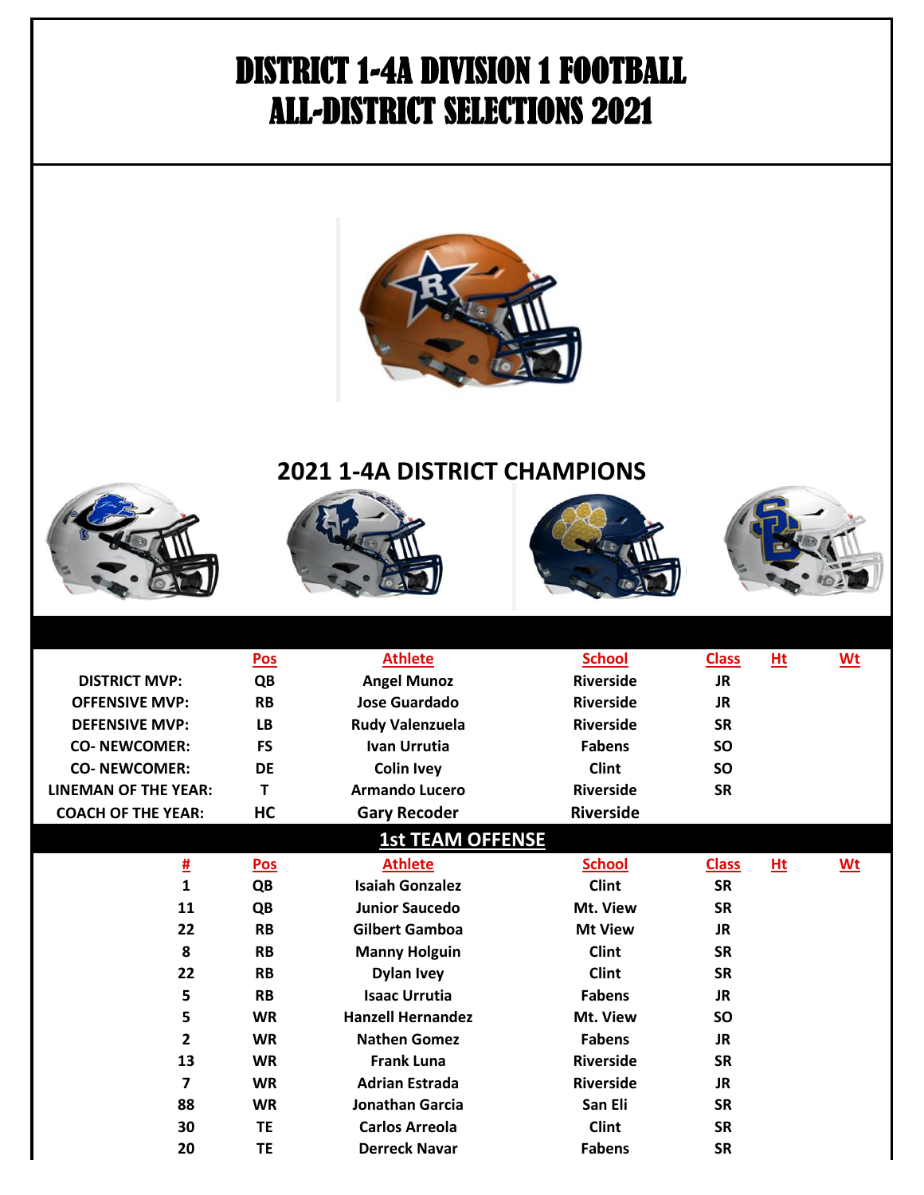# DISTRICT 1-4A DIVISION 1 FOOTBALL
# ALL-DISTRICT SELECTIONS 2021

## 2021 1-4A DISTRICT CHAMPIONS

| | Pos | Athlete | School | Class | Ht | Wt |
|---|---|---|---|---|---|---|
| DISTRICT MVP: | QB | Angel Munoz | Riverside | JR | | |
| OFFENSIVE MVP: | RB | Jose Guardado | Riverside | JR | | |
| DEFENSIVE MVP: | LB | Rudy Valenzuela | Riverside | SR | | |
| CO- NEWCOMER: | FS | Ivan Urrutia | Fabens | SO | | |
| CO- NEWCOMER: | DE | Colin Ivey | Clint | SO | | |
| LINEMAN OF THE YEAR: | T | Armando Lucero | Riverside | SR | | |
| COACH OF THE YEAR: | HC | Gary Recoder | Riverside | | | |

## 1st TEAM OFFENSE

| # | Pos | Athlete | School | Class | Ht | Wt |
|---|---|---|---|---|---|---|
| 1 | QB | Isaiah Gonzalez | Clint | SR | | |
| 11 | QB | Junior Saucedo | Mt. View | SR | | |
| 22 | RB | Gilbert Gamboa | Mt View | JR | | |
| 8 | RB | Manny Holguin | Clint | SR | | |
| 22 | RB | Dylan Ivey | Clint | SR | | |
| 5 | RB | Isaac Urrutia | Fabens | JR | | |
| 5 | WR | Hanzell Hernandez | Mt. View | SO | | |
| 2 | WR | Nathen Gomez | Fabens | JR | | |
| 13 | WR | Frank Luna | Riverside | SR | | |
| 7 | WR | Adrian Estrada | Riverside | JR | | |
| 88 | WR | Jonathan Garcia | San Eli | SR | | |
| 30 | TE | Carlos Arreola | Clint | SR | | |
| 20 | TE | Derreck Navar | Fabens | SR | | |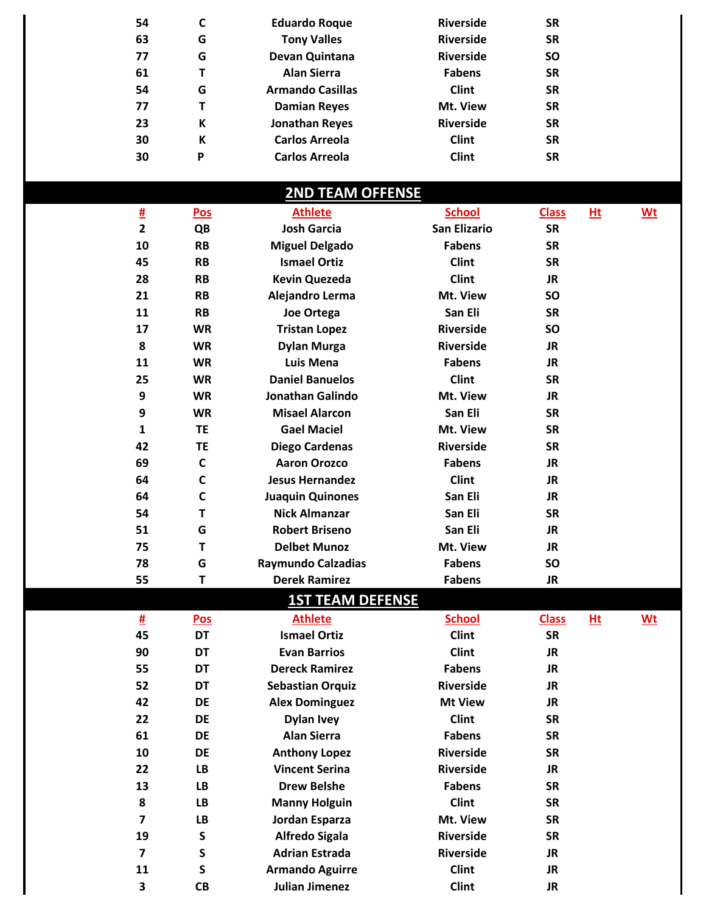| # | Pos | Athlete | School | Class | Ht | Wt |
|---|---|---|---|---|---|---|
| 54 | C | Eduardo Roque | Riverside | SR | | |
| 63 | G | Tony Valles | Riverside | SR | | |
| 77 | G | Devan Quintana | Riverside | SO | | |
| 61 | T | Alan Sierra | Fabens | SR | | |
| 54 | G | Armando Casillas | Clint | SR | | |
| 77 | T | Damian Reyes | Mt. View | SR | | |
| 23 | K | Jonathan Reyes | Riverside | SR | | |
| 30 | K | Carlos Arreola | Clint | SR | | |
| 30 | P | Carlos Arreola | Clint | SR | | |

## 2ND TEAM OFFENSE

| # | Pos | Athlete | School | Class | Ht | Wt |
|---|---|---|---|---|---|---|
| 2 | QB | Josh Garcia | San Elizario | SR | | |
| 10 | RB | Miguel Delgado | Fabens | SR | | |
| 45 | RB | Ismael Ortiz | Clint | SR | | |
| 28 | RB | Kevin Quezeda | Clint | JR | | |
| 21 | RB | Alejandro Lerma | Mt. View | SO | | |
| 11 | RB | Joe Ortega | San Eli | SR | | |
| 17 | WR | Tristan Lopez | Riverside | SO | | |
| 8 | WR | Dylan Murga | Riverside | JR | | |
| 11 | WR | Luis Mena | Fabens | JR | | |
| 25 | WR | Daniel Banuelos | Clint | SR | | |
| 9 | WR | Jonathan Galindo | Mt. View | JR | | |
| 9 | WR | Misael Alarcon | San Eli | SR | | |
| 1 | TE | Gael Maciel | Mt. View | SR | | |
| 42 | TE | Diego Cardenas | Riverside | SR | | |
| 69 | C | Aaron Orozco | Fabens | JR | | |
| 64 | C | Jesus Hernandez | Clint | JR | | |
| 64 | C | Juaquin Quinones | San Eli | JR | | |
| 54 | T | Nick Almanzar | San Eli | SR | | |
| 51 | G | Robert Briseno | San Eli | JR | | |
| 75 | T | Delbet Munoz | Mt. View | JR | | |
| 78 | G | Raymundo Calzadias | Fabens | SO | | |
| 55 | T | Derek Ramirez | Fabens | JR | | |

## 1ST TEAM DEFENSE

| # | Pos | Athlete | School | Class | Ht | Wt |
|---|---|---|---|---|---|---|
| 45 | DT | Ismael Ortiz | Clint | SR | | |
| 90 | DT | Evan Barrios | Clint | JR | | |
| 55 | DT | Dereck Ramirez | Fabens | JR | | |
| 52 | DT | Sebastian Orquiz | Riverside | JR | | |
| 42 | DE | Alex Dominguez | Mt View | JR | | |
| 22 | DE | Dylan Ivey | Clint | SR | | |
| 61 | DE | Alan Sierra | Fabens | SR | | |
| 10 | DE | Anthony Lopez | Riverside | SR | | |
| 22 | LB | Vincent Serina | Riverside | JR | | |
| 13 | LB | Drew Belshe | Fabens | SR | | |
| 8 | LB | Manny Holguin | Clint | SR | | |
| 7 | LB | Jordan Esparza | Mt. View | SR | | |
| 19 | S | Alfredo Sigala | Riverside | SR | | |
| 7 | S | Adrian Estrada | Riverside | JR | | |
| 11 | S | Armando Aguirre | Clint | JR | | |
| 3 | CB | Julian Jimenez | Clint | JR | | |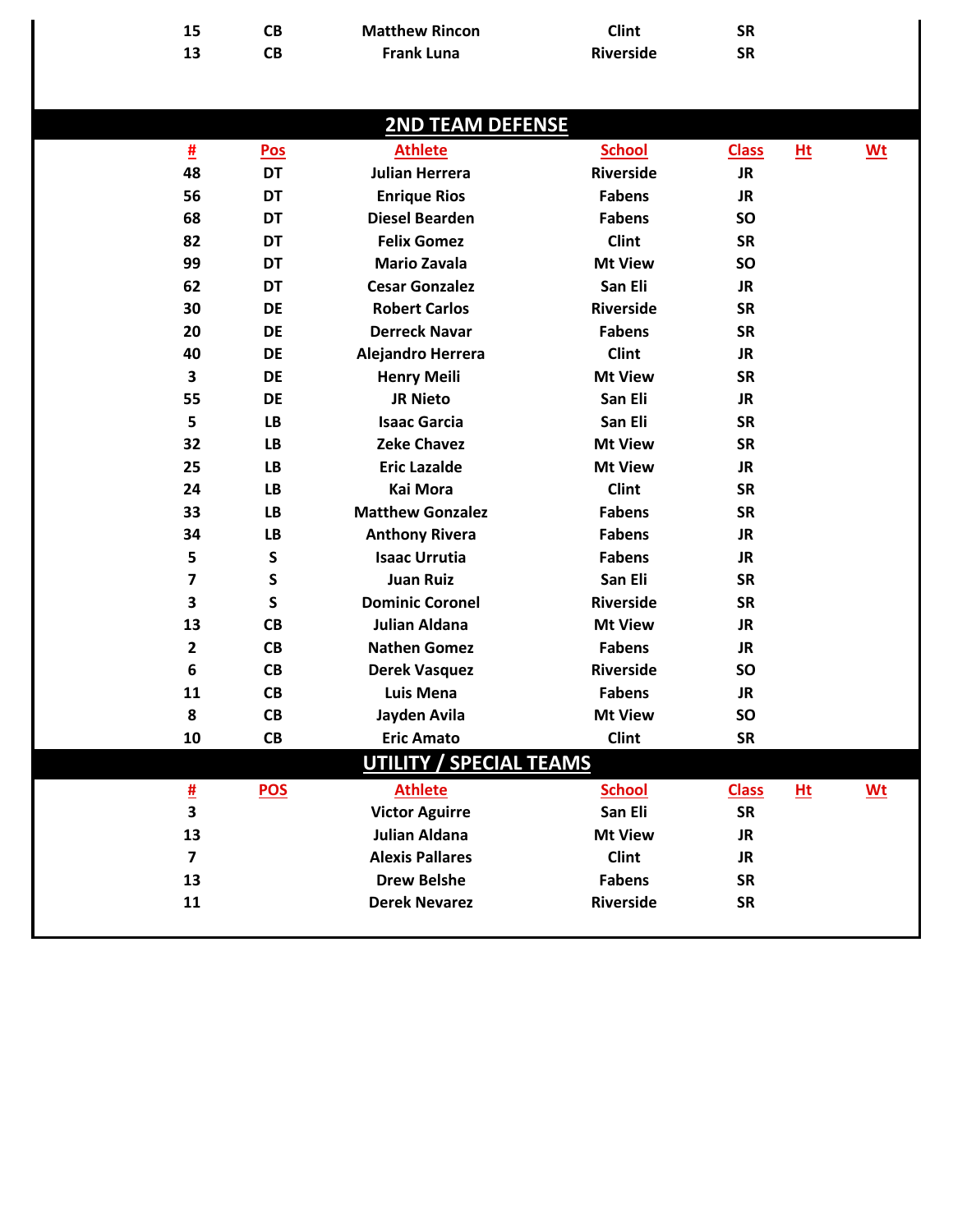| # | Pos | Athlete | School | Class | Ht | Wt |
|---|---|---|---|---|---|---|
| 15 | CB | Matthew Rincon | Clint | SR | | |
| 13 | CB | Frank Luna | Riverside | SR | | |

## 2ND TEAM DEFENSE

| # | Pos | Athlete | School | Class | Ht | Wt |
|---|---|---|---|---|---|---|
| 48 | DT | Julian Herrera | Riverside | JR | | |
| 56 | DT | Enrique Rios | Fabens | JR | | |
| 68 | DT | Diesel Bearden | Fabens | SO | | |
| 82 | DT | Felix Gomez | Clint | SR | | |
| 99 | DT | Mario Zavala | Mt View | SO | | |
| 62 | DT | Cesar Gonzalez | San Eli | JR | | |
| 30 | DE | Robert Carlos | Riverside | SR | | |
| 20 | DE | Derreck Navar | Fabens | SR | | |
| 40 | DE | Alejandro Herrera | Clint | JR | | |
| 3 | DE | Henry Meili | Mt View | SR | | |
| 55 | DE | JR Nieto | San Eli | JR | | |
| 5 | LB | Isaac Garcia | San Eli | SR | | |
| 32 | LB | Zeke Chavez | Mt View | SR | | |
| 25 | LB | Eric Lazalde | Mt View | JR | | |
| 24 | LB | Kai Mora | Clint | SR | | |
| 33 | LB | Matthew Gonzalez | Fabens | SR | | |
| 34 | LB | Anthony Rivera | Fabens | JR | | |
| 5 | S | Isaac Urrutia | Fabens | JR | | |
| 7 | S | Juan Ruiz | San Eli | SR | | |
| 3 | S | Dominic Coronel | Riverside | SR | | |
| 13 | CB | Julian Aldana | Mt View | JR | | |
| 2 | CB | Nathen Gomez | Fabens | JR | | |
| 6 | CB | Derek Vasquez | Riverside | SO | | |
| 11 | CB | Luis Mena | Fabens | JR | | |
| 8 | CB | Jayden Avila | Mt View | SO | | |
| 10 | CB | Eric Amato | Clint | SR | | |

## UTILITY / SPECIAL TEAMS

| # | POS | Athlete | School | Class | Ht | Wt |
|---|---|---|---|---|---|---|
| 3 | | Victor Aguirre | San Eli | SR | | |
| 13 | | Julian Aldana | Mt View | JR | | |
| 7 | | Alexis Pallares | Clint | JR | | |
| 13 | | Drew Belshe | Fabens | SR | | |
| 11 | | Derek Nevarez | Riverside | SR | | |